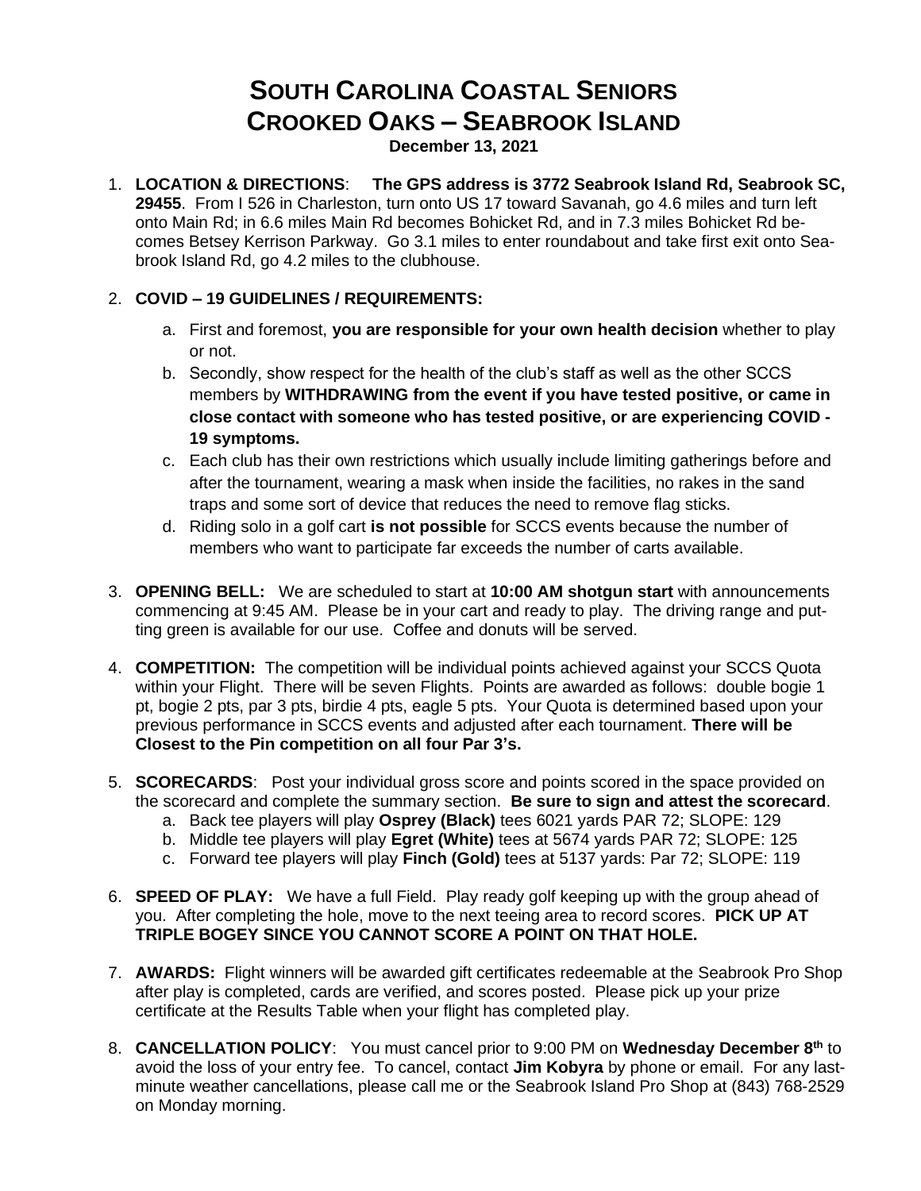# SOUTH CAROLINA COASTAL SENIORS
# CROOKED OAKS – SEABROOK ISLAND

**December 13, 2021**

1. **LOCATION & DIRECTIONS**: **The GPS address is 3772 Seabrook Island Rd, Seabrook SC, 29455**. From I 526 in Charleston, turn onto US 17 toward Savanah, go 4.6 miles and turn left onto Main Rd; in 6.6 miles Main Rd becomes Bohicket Rd, and in 7.3 miles Bohicket Rd becomes Betsey Kerrison Parkway. Go 3.1 miles to enter roundabout and take first exit onto Seabrook Island Rd, go 4.2 miles to the clubhouse.

2. **COVID – 19 GUIDELINES / REQUIREMENTS:**
   a. First and foremost, **you are responsible for your own health decision** whether to play or not.
   b. Secondly, show respect for the health of the club's staff as well as the other SCCS members by **WITHDRAWING from the event if you have tested positive, or came in close contact with someone who has tested positive, or are experiencing COVID - 19 symptoms.**
   c. Each club has their own restrictions which usually include limiting gatherings before and after the tournament, wearing a mask when inside the facilities, no rakes in the sand traps and some sort of device that reduces the need to remove flag sticks.
   d. Riding solo in a golf cart **is not possible** for SCCS events because the number of members who want to participate far exceeds the number of carts available.

3. **OPENING BELL:** We are scheduled to start at **10:00 AM shotgun start** with announcements commencing at 9:45 AM. Please be in your cart and ready to play. The driving range and putting green is available for our use. Coffee and donuts will be served.

4. **COMPETITION:** The competition will be individual points achieved against your SCCS Quota within your Flight. There will be seven Flights. Points are awarded as follows: double bogie 1 pt, bogie 2 pts, par 3 pts, birdie 4 pts, eagle 5 pts. Your Quota is determined based upon your previous performance in SCCS events and adjusted after each tournament. **There will be Closest to the Pin competition on all four Par 3's.**

5. **SCORECARDS**: Post your individual gross score and points scored in the space provided on the scorecard and complete the summary section. **Be sure to sign and attest the scorecard**.
   a. Back tee players will play **Osprey (Black)** tees 6021 yards PAR 72; SLOPE: 129
   b. Middle tee players will play **Egret (White)** tees at 5674 yards PAR 72; SLOPE: 125
   c. Forward tee players will play **Finch (Gold)** tees at 5137 yards: Par 72; SLOPE: 119

6. **SPEED OF PLAY:** We have a full Field. Play ready golf keeping up with the group ahead of you. After completing the hole, move to the next teeing area to record scores. **PICK UP AT TRIPLE BOGEY SINCE YOU CANNOT SCORE A POINT ON THAT HOLE.**

7. **AWARDS:** Flight winners will be awarded gift certificates redeemable at the Seabrook Pro Shop after play is completed, cards are verified, and scores posted. Please pick up your prize certificate at the Results Table when your flight has completed play.

8. **CANCELLATION POLICY**: You must cancel prior to 9:00 PM on **Wednesday December 8th** to avoid the loss of your entry fee. To cancel, contact **Jim Kobyra** by phone or email. For any last-minute weather cancellations, please call me or the Seabrook Island Pro Shop at (843) 768-2529 on Monday morning.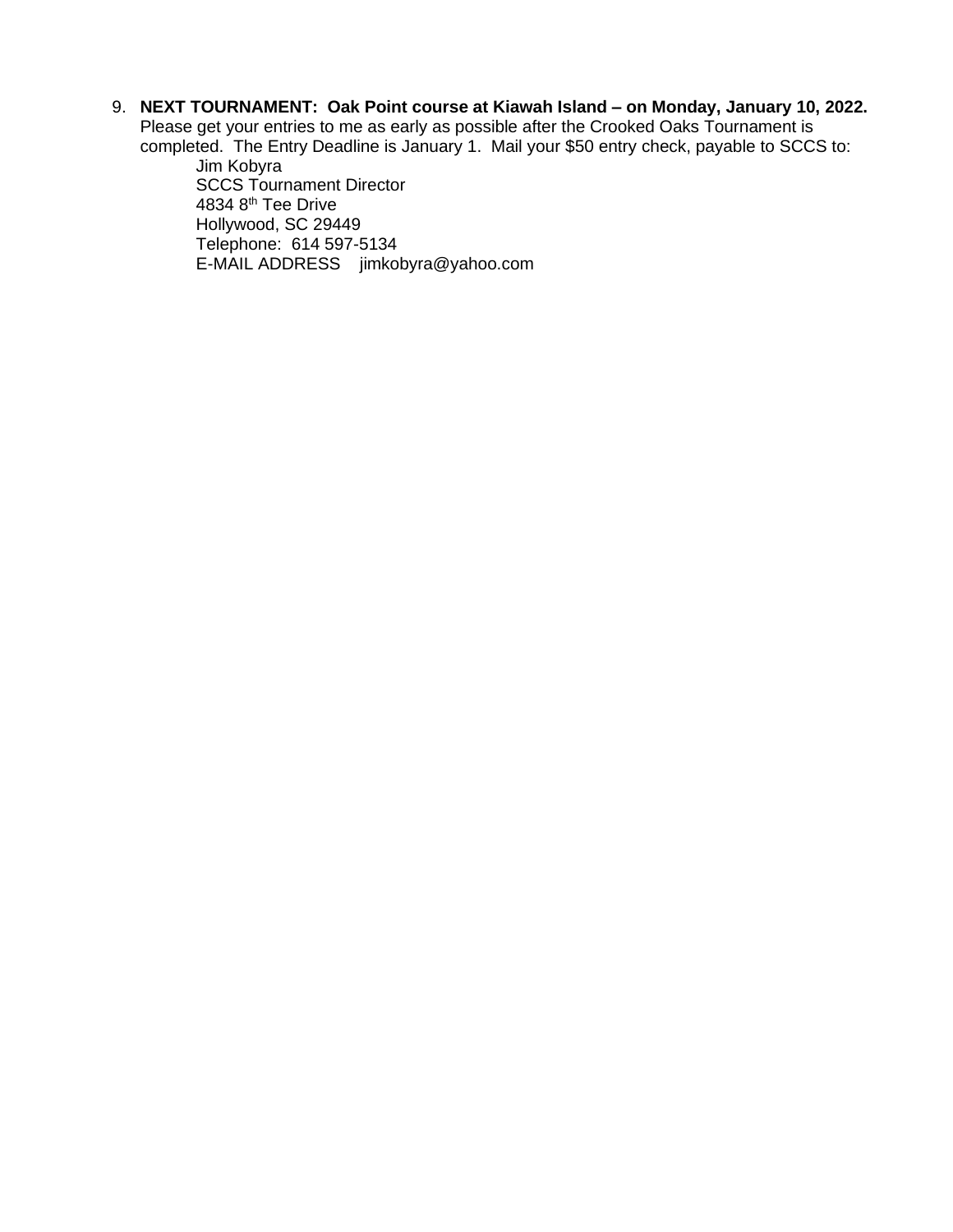9. **NEXT TOURNAMENT: Oak Point course at Kiawah Island – on Monday, January 10, 2022.** Please get your entries to me as early as possible after the Crooked Oaks Tournament is completed. The Entry Deadline is January 1. Mail your $50 entry check, payable to SCCS to:

   Jim Kobyra
   SCCS Tournament Director
   4834 8th Tee Drive
   Hollywood, SC 29449
   Telephone: 614 597-5134
   E-MAIL ADDRESS jimkobyra@yahoo.com